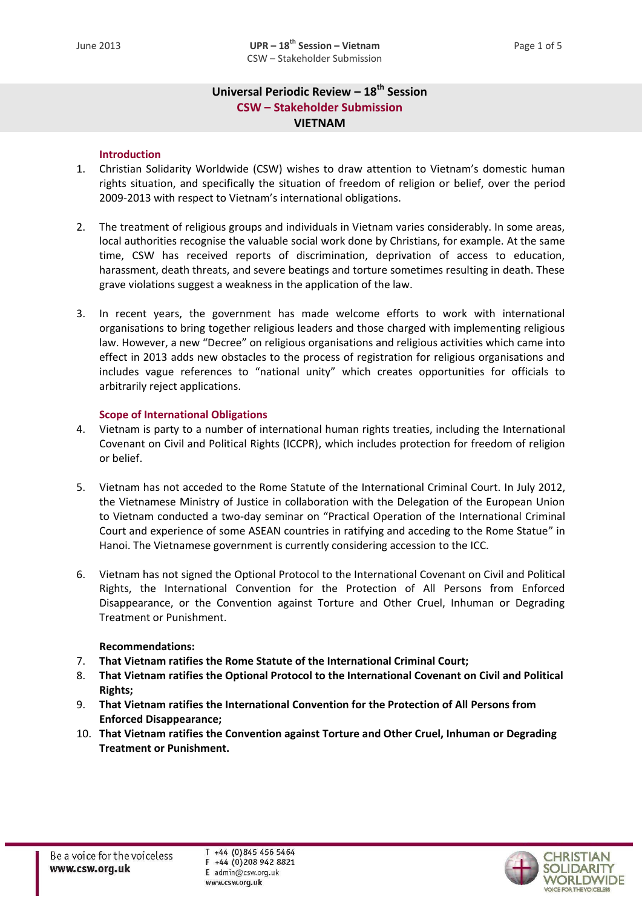# Universal Periodic Review – 18th Session

## CSW – Stakeholder Submission

## VIETNAM

### Introduction

1. Christian Solidarity Worldwide (CSW) wishes to draw attention to Vietnam's domestic human rights situation, and specifically the situation of freedom of religion or belief, over the period 2009-2013 with respect to Vietnam's international obligations.

2. The treatment of religious groups and individuals in Vietnam varies considerably. In some areas, local authorities recognise the valuable social work done by Christians, for example. At the same time, CSW has received reports of discrimination, deprivation of access to education, harassment, death threats, and severe beatings and torture sometimes resulting in death. These grave violations suggest a weakness in the application of the law.

3. In recent years, the government has made welcome efforts to work with international organisations to bring together religious leaders and those charged with implementing religious law. However, a new "Decree" on religious organisations and religious activities which came into effect in 2013 adds new obstacles to the process of registration for religious organisations and includes vague references to "national unity" which creates opportunities for officials to arbitrarily reject applications.

### Scope of International Obligations

4. Vietnam is party to a number of international human rights treaties, including the International Covenant on Civil and Political Rights (ICCPR), which includes protection for freedom of religion or belief.

5. Vietnam has not acceded to the Rome Statute of the International Criminal Court. In July 2012, the Vietnamese Ministry of Justice in collaboration with the Delegation of the European Union to Vietnam conducted a two-day seminar on "Practical Operation of the International Criminal Court and experience of some ASEAN countries in ratifying and acceding to the Rome Statue" in Hanoi. The Vietnamese government is currently considering accession to the ICC.

6. Vietnam has not signed the Optional Protocol to the International Covenant on Civil and Political Rights, the International Convention for the Protection of All Persons from Enforced Disappearance, or the Convention against Torture and Other Cruel, Inhuman or Degrading Treatment or Punishment.

**Recommendations:**

7. **That Vietnam ratifies the Rome Statute of the International Criminal Court;**
8. **That Vietnam ratifies the Optional Protocol to the International Covenant on Civil and Political Rights;**
9. **That Vietnam ratifies the International Convention for the Protection of All Persons from Enforced Disappearance;**
10. **That Vietnam ratifies the Convention against Torture and Other Cruel, Inhuman or Degrading Treatment or Punishment.**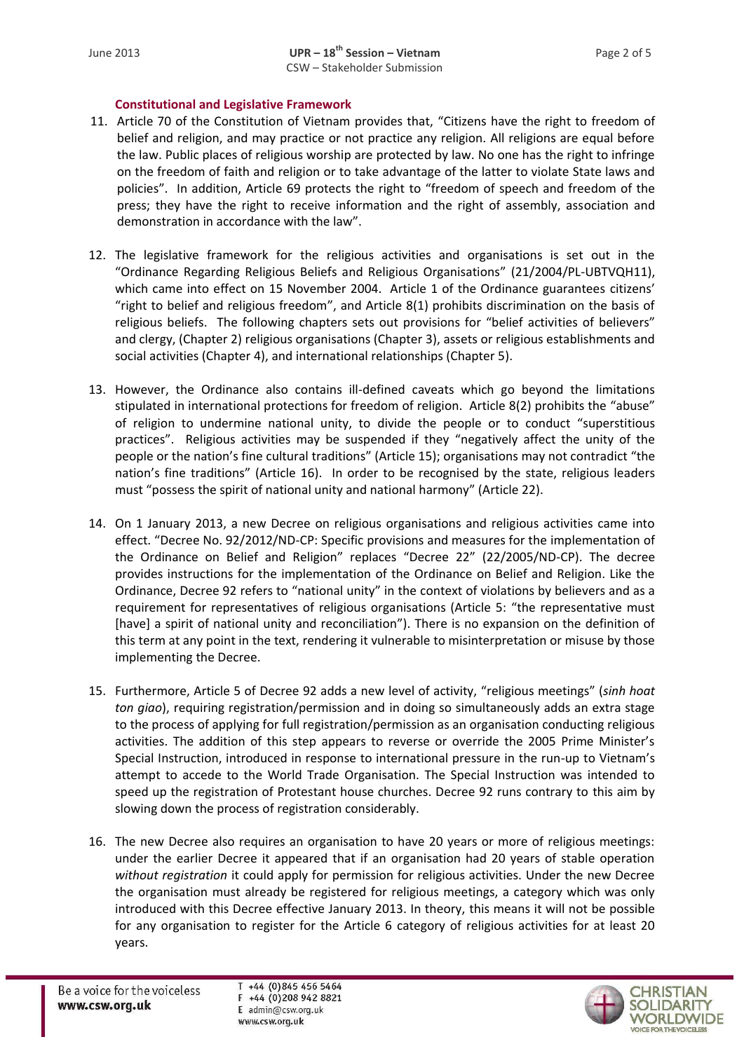### Constitutional and Legislative Framework

11. Article 70 of the Constitution of Vietnam provides that, "Citizens have the right to freedom of belief and religion, and may practice or not practice any religion. All religions are equal before the law. Public places of religious worship are protected by law. No one has the right to infringe on the freedom of faith and religion or to take advantage of the latter to violate State laws and policies". In addition, Article 69 protects the right to "freedom of speech and freedom of the press; they have the right to receive information and the right of assembly, association and demonstration in accordance with the law".

12. The legislative framework for the religious activities and organisations is set out in the "Ordinance Regarding Religious Beliefs and Religious Organisations" (21/2004/PL-UBTVQH11), which came into effect on 15 November 2004. Article 1 of the Ordinance guarantees citizens' "right to belief and religious freedom", and Article 8(1) prohibits discrimination on the basis of religious beliefs. The following chapters sets out provisions for "belief activities of believers" and clergy, (Chapter 2) religious organisations (Chapter 3), assets or religious establishments and social activities (Chapter 4), and international relationships (Chapter 5).

13. However, the Ordinance also contains ill-defined caveats which go beyond the limitations stipulated in international protections for freedom of religion. Article 8(2) prohibits the "abuse" of religion to undermine national unity, to divide the people or to conduct "superstitious practices". Religious activities may be suspended if they "negatively affect the unity of the people or the nation's fine cultural traditions" (Article 15); organisations may not contradict "the nation's fine traditions" (Article 16). In order to be recognised by the state, religious leaders must "possess the spirit of national unity and national harmony" (Article 22).

14. On 1 January 2013, a new Decree on religious organisations and religious activities came into effect. "Decree No. 92/2012/ND-CP: Specific provisions and measures for the implementation of the Ordinance on Belief and Religion" replaces "Decree 22" (22/2005/ND-CP). The decree provides instructions for the implementation of the Ordinance on Belief and Religion. Like the Ordinance, Decree 92 refers to "national unity" in the context of violations by believers and as a requirement for representatives of religious organisations (Article 5: "the representative must [have] a spirit of national unity and reconciliation"). There is no expansion on the definition of this term at any point in the text, rendering it vulnerable to misinterpretation or misuse by those implementing the Decree.

15. Furthermore, Article 5 of Decree 92 adds a new level of activity, "religious meetings" (*sinh hoat ton giao*), requiring registration/permission and in doing so simultaneously adds an extra stage to the process of applying for full registration/permission as an organisation conducting religious activities. The addition of this step appears to reverse or override the 2005 Prime Minister's Special Instruction, introduced in response to international pressure in the run-up to Vietnam's attempt to accede to the World Trade Organisation. The Special Instruction was intended to speed up the registration of Protestant house churches. Decree 92 runs contrary to this aim by slowing down the process of registration considerably.

16. The new Decree also requires an organisation to have 20 years or more of religious meetings: under the earlier Decree it appeared that if an organisation had 20 years of stable operation *without registration* it could apply for permission for religious activities. Under the new Decree the organisation must already be registered for religious meetings, a category which was only introduced with this Decree effective January 2013. In theory, this means it will not be possible for any organisation to register for the Article 6 category of religious activities for at least 20 years.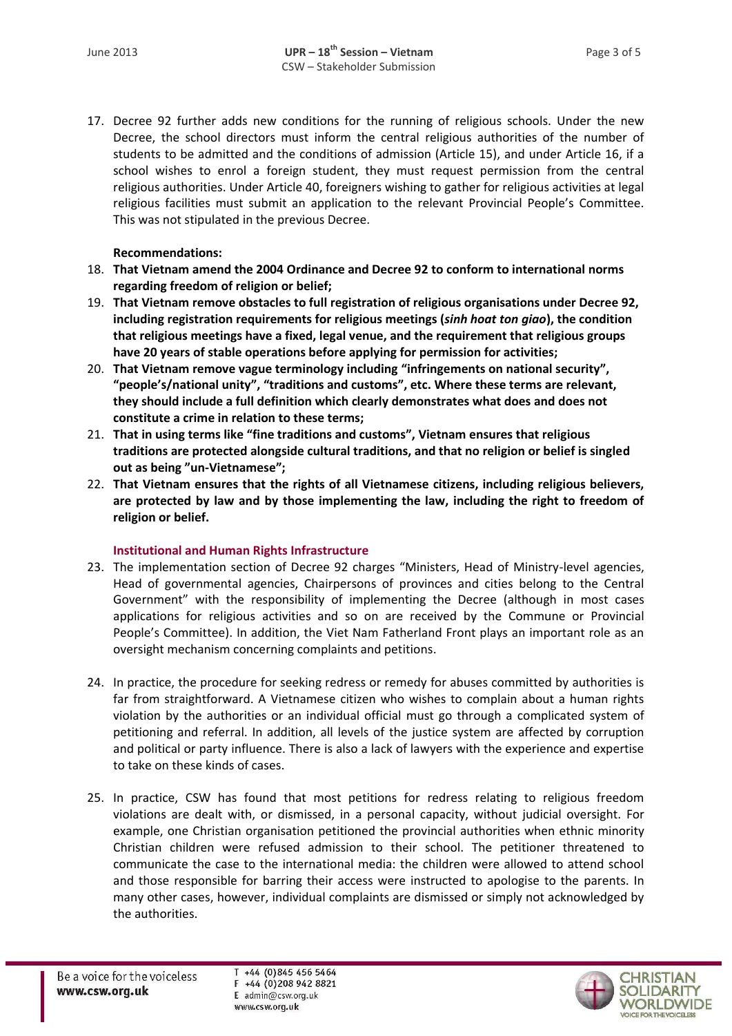17. Decree 92 further adds new conditions for the running of religious schools. Under the new Decree, the school directors must inform the central religious authorities of the number of students to be admitted and the conditions of admission (Article 15), and under Article 16, if a school wishes to enrol a foreign student, they must request permission from the central religious authorities. Under Article 40, foreigners wishing to gather for religious activities at legal religious facilities must submit an application to the relevant Provincial People's Committee. This was not stipulated in the previous Decree.

**Recommendations:**

18. **That Vietnam amend the 2004 Ordinance and Decree 92 to conform to international norms regarding freedom of religion or belief;**
19. **That Vietnam remove obstacles to full registration of religious organisations under Decree 92, including registration requirements for religious meetings (*sinh hoat ton giao*), the condition that religious meetings have a fixed, legal venue, and the requirement that religious groups have 20 years of stable operations before applying for permission for activities;**
20. **That Vietnam remove vague terminology including "infringements on national security", "people's/national unity", "traditions and customs", etc. Where these terms are relevant, they should include a full definition which clearly demonstrates what does and does not constitute a crime in relation to these terms;**
21. **That in using terms like "fine traditions and customs", Vietnam ensures that religious traditions are protected alongside cultural traditions, and that no religion or belief is singled out as being "un-Vietnamese";**
22. **That Vietnam ensures that the rights of all Vietnamese citizens, including religious believers, are protected by law and by those implementing the law, including the right to freedom of religion or belief.**

### Institutional and Human Rights Infrastructure

23. The implementation section of Decree 92 charges "Ministers, Head of Ministry-level agencies, Head of governmental agencies, Chairpersons of provinces and cities belong to the Central Government" with the responsibility of implementing the Decree (although in most cases applications for religious activities and so on are received by the Commune or Provincial People's Committee). In addition, the Viet Nam Fatherland Front plays an important role as an oversight mechanism concerning complaints and petitions.

24. In practice, the procedure for seeking redress or remedy for abuses committed by authorities is far from straightforward. A Vietnamese citizen who wishes to complain about a human rights violation by the authorities or an individual official must go through a complicated system of petitioning and referral. In addition, all levels of the justice system are affected by corruption and political or party influence. There is also a lack of lawyers with the experience and expertise to take on these kinds of cases.

25. In practice, CSW has found that most petitions for redress relating to religious freedom violations are dealt with, or dismissed, in a personal capacity, without judicial oversight. For example, one Christian organisation petitioned the provincial authorities when ethnic minority Christian children were refused admission to their school. The petitioner threatened to communicate the case to the international media: the children were allowed to attend school and those responsible for barring their access were instructed to apologise to the parents. In many other cases, however, individual complaints are dismissed or simply not acknowledged by the authorities.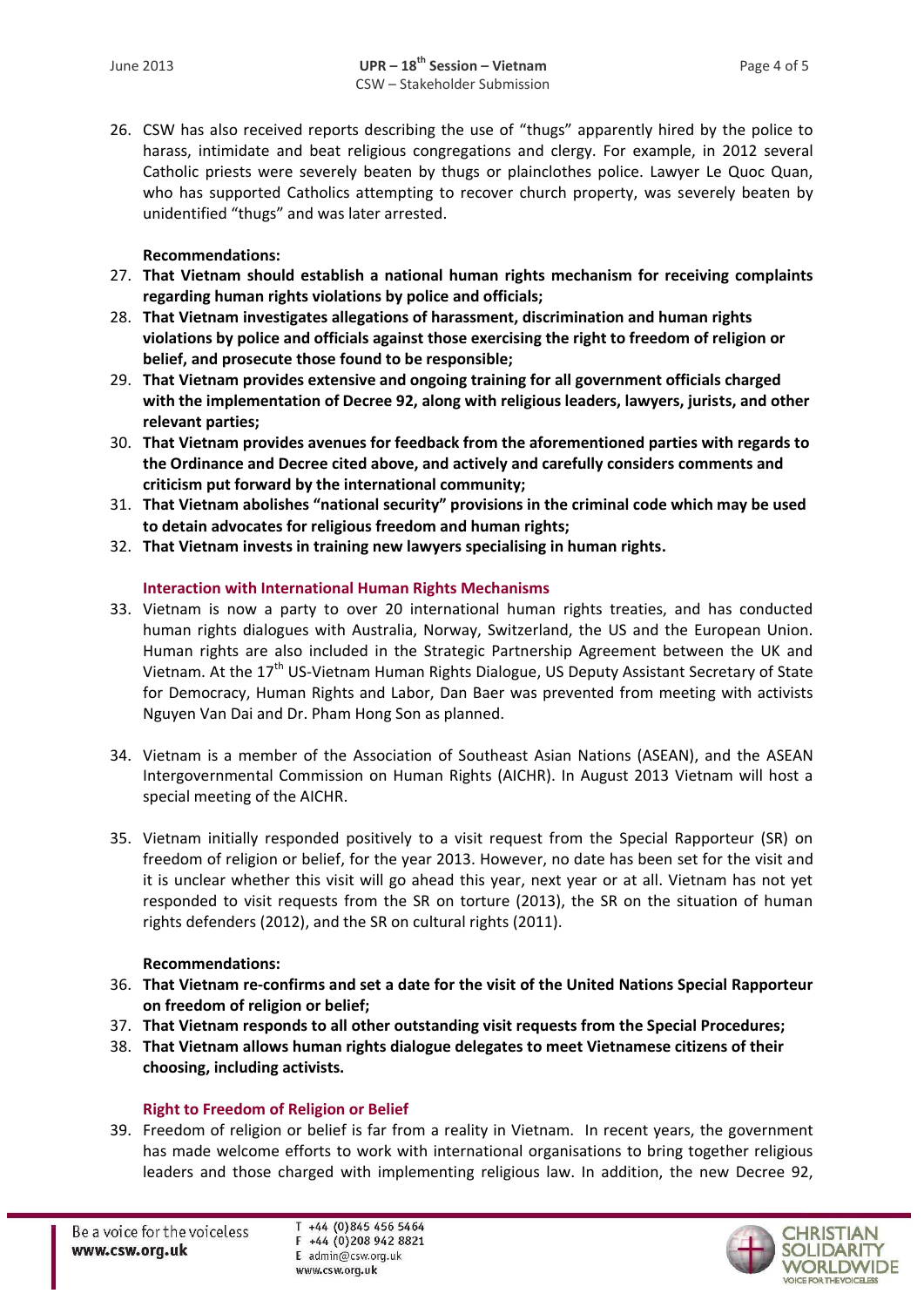26. CSW has also received reports describing the use of "thugs" apparently hired by the police to harass, intimidate and beat religious congregations and clergy. For example, in 2012 several Catholic priests were severely beaten by thugs or plainclothes police. Lawyer Le Quoc Quan, who has supported Catholics attempting to recover church property, was severely beaten by unidentified "thugs" and was later arrested.

**Recommendations:**

27. **That Vietnam should establish a national human rights mechanism for receiving complaints regarding human rights violations by police and officials;**
28. **That Vietnam investigates allegations of harassment, discrimination and human rights violations by police and officials against those exercising the right to freedom of religion or belief, and prosecute those found to be responsible;**
29. **That Vietnam provides extensive and ongoing training for all government officials charged with the implementation of Decree 92, along with religious leaders, lawyers, jurists, and other relevant parties;**
30. **That Vietnam provides avenues for feedback from the aforementioned parties with regards to the Ordinance and Decree cited above, and actively and carefully considers comments and criticism put forward by the international community;**
31. **That Vietnam abolishes "national security" provisions in the criminal code which may be used to detain advocates for religious freedom and human rights;**
32. **That Vietnam invests in training new lawyers specialising in human rights.**

## Interaction with International Human Rights Mechanisms

33. Vietnam is now a party to over 20 international human rights treaties, and has conducted human rights dialogues with Australia, Norway, Switzerland, the US and the European Union. Human rights are also included in the Strategic Partnership Agreement between the UK and Vietnam. At the 17th US-Vietnam Human Rights Dialogue, US Deputy Assistant Secretary of State for Democracy, Human Rights and Labor, Dan Baer was prevented from meeting with activists Nguyen Van Dai and Dr. Pham Hong Son as planned.

34. Vietnam is a member of the Association of Southeast Asian Nations (ASEAN), and the ASEAN Intergovernmental Commission on Human Rights (AICHR). In August 2013 Vietnam will host a special meeting of the AICHR.

35. Vietnam initially responded positively to a visit request from the Special Rapporteur (SR) on freedom of religion or belief, for the year 2013. However, no date has been set for the visit and it is unclear whether this visit will go ahead this year, next year or at all. Vietnam has not yet responded to visit requests from the SR on torture (2013), the SR on the situation of human rights defenders (2012), and the SR on cultural rights (2011).

**Recommendations:**

36. **That Vietnam re-confirms and set a date for the visit of the United Nations Special Rapporteur on freedom of religion or belief;**
37. **That Vietnam responds to all other outstanding visit requests from the Special Procedures;**
38. **That Vietnam allows human rights dialogue delegates to meet Vietnamese citizens of their choosing, including activists.**

## Right to Freedom of Religion or Belief

39. Freedom of religion or belief is far from a reality in Vietnam. In recent years, the government has made welcome efforts to work with international organisations to bring together religious leaders and those charged with implementing religious law. In addition, the new Decree 92,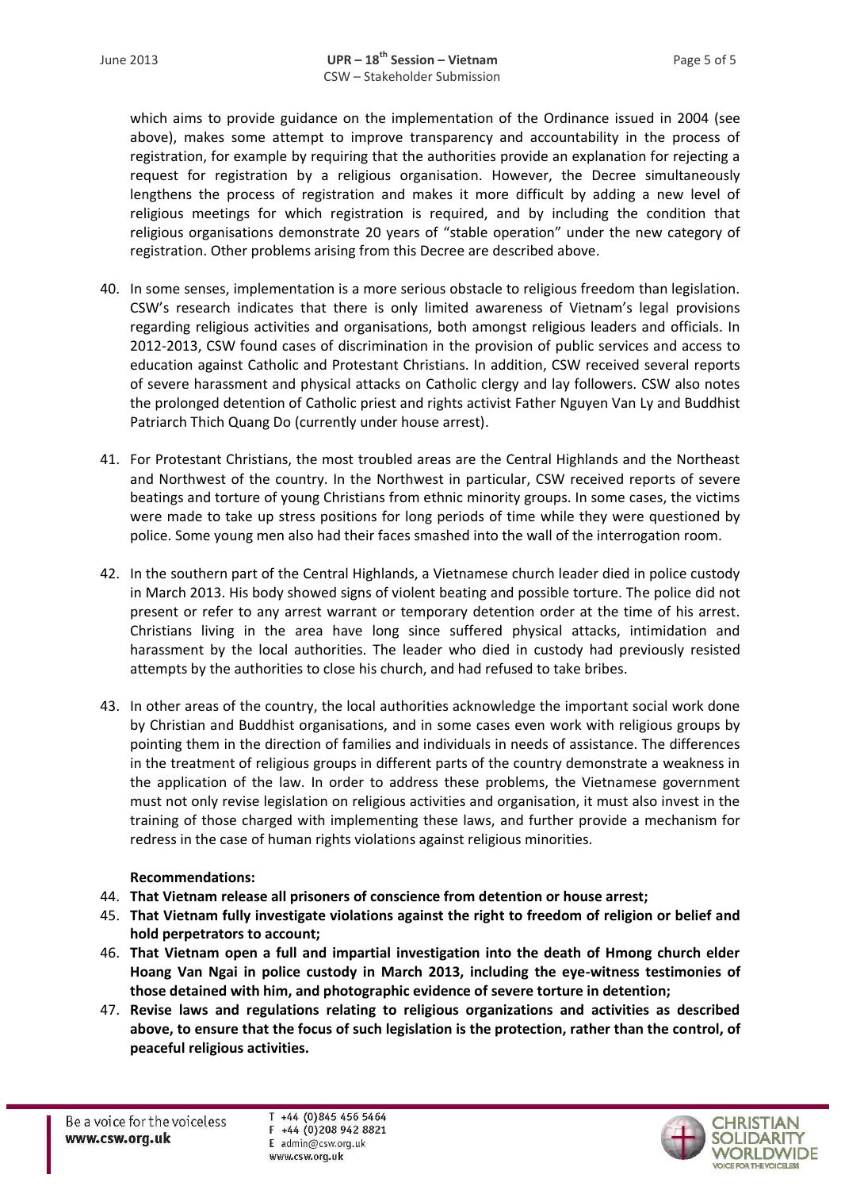which aims to provide guidance on the implementation of the Ordinance issued in 2004 (see above), makes some attempt to improve transparency and accountability in the process of registration, for example by requiring that the authorities provide an explanation for rejecting a request for registration by a religious organisation. However, the Decree simultaneously lengthens the process of registration and makes it more difficult by adding a new level of religious meetings for which registration is required, and by including the condition that religious organisations demonstrate 20 years of "stable operation" under the new category of registration. Other problems arising from this Decree are described above.

40. In some senses, implementation is a more serious obstacle to religious freedom than legislation. CSW's research indicates that there is only limited awareness of Vietnam's legal provisions regarding religious activities and organisations, both amongst religious leaders and officials. In 2012-2013, CSW found cases of discrimination in the provision of public services and access to education against Catholic and Protestant Christians. In addition, CSW received several reports of severe harassment and physical attacks on Catholic clergy and lay followers. CSW also notes the prolonged detention of Catholic priest and rights activist Father Nguyen Van Ly and Buddhist Patriarch Thich Quang Do (currently under house arrest).

41. For Protestant Christians, the most troubled areas are the Central Highlands and the Northeast and Northwest of the country. In the Northwest in particular, CSW received reports of severe beatings and torture of young Christians from ethnic minority groups. In some cases, the victims were made to take up stress positions for long periods of time while they were questioned by police. Some young men also had their faces smashed into the wall of the interrogation room.

42. In the southern part of the Central Highlands, a Vietnamese church leader died in police custody in March 2013. His body showed signs of violent beating and possible torture. The police did not present or refer to any arrest warrant or temporary detention order at the time of his arrest. Christians living in the area have long since suffered physical attacks, intimidation and harassment by the local authorities. The leader who died in custody had previously resisted attempts by the authorities to close his church, and had refused to take bribes.

43. In other areas of the country, the local authorities acknowledge the important social work done by Christian and Buddhist organisations, and in some cases even work with religious groups by pointing them in the direction of families and individuals in needs of assistance. The differences in the treatment of religious groups in different parts of the country demonstrate a weakness in the application of the law. In order to address these problems, the Vietnamese government must not only revise legislation on religious activities and organisation, it must also invest in the training of those charged with implementing these laws, and further provide a mechanism for redress in the case of human rights violations against religious minorities.

**Recommendations:**

44. **That Vietnam release all prisoners of conscience from detention or house arrest;**
45. **That Vietnam fully investigate violations against the right to freedom of religion or belief and hold perpetrators to account;**
46. **That Vietnam open a full and impartial investigation into the death of Hmong church elder Hoang Van Ngai in police custody in March 2013, including the eye-witness testimonies of those detained with him, and photographic evidence of severe torture in detention;**
47. **Revise laws and regulations relating to religious organizations and activities as described above, to ensure that the focus of such legislation is the protection, rather than the control, of peaceful religious activities.**